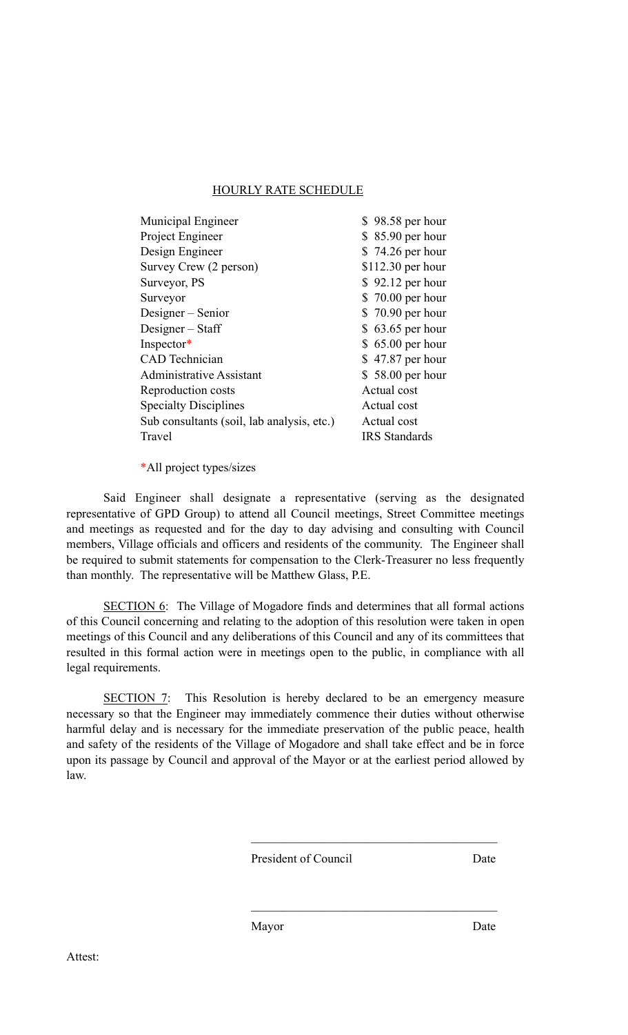## HOURLY RATE SCHEDULE

| | |
|---|---|
| Municipal Engineer | $ 98.58 per hour |
| Project Engineer | $ 85.90 per hour |
| Design Engineer | $ 74.26 per hour |
| Survey Crew (2 person) | $112.30 per hour |
| Surveyor, PS | $ 92.12 per hour |
| Surveyor | $ 70.00 per hour |
| Designer – Senior | $ 70.90 per hour |
| Designer – Staff | $ 63.65 per hour |
| Inspector* | $ 65.00 per hour |
| CAD Technician | $ 47.87 per hour |
| Administrative Assistant | $ 58.00 per hour |
| Reproduction costs | Actual cost |
| Specialty Disciplines | Actual cost |
| Sub consultants (soil, lab analysis, etc.) | Actual cost |
| Travel | IRS Standards |

*All project types/sizes

Said Engineer shall designate a representative (serving as the designated representative of GPD Group) to attend all Council meetings, Street Committee meetings and meetings as requested and for the day to day advising and consulting with Council members, Village officials and officers and residents of the community. The Engineer shall be required to submit statements for compensation to the Clerk-Treasurer no less frequently than monthly. The representative will be Matthew Glass, P.E.

SECTION 6: The Village of Mogadore finds and determines that all formal actions of this Council concerning and relating to the adoption of this resolution were taken in open meetings of this Council and any deliberations of this Council and any of its committees that resulted in this formal action were in meetings open to the public, in compliance with all legal requirements.

SECTION 7: This Resolution is hereby declared to be an emergency measure necessary so that the Engineer may immediately commence their duties without otherwise harmful delay and is necessary for the immediate preservation of the public peace, health and safety of the residents of the Village of Mogadore and shall take effect and be in force upon its passage by Council and approval of the Mayor or at the earliest period allowed by law.

\_\_\_\_\_\_\_\_\_\_\_\_\_\_\_\_\_\_\_\_\_\_\_\_\_\_\_\_\_\_\_\_\_\_\_\_\_\_\_\_

President of Council Date

\_\_\_\_\_\_\_\_\_\_\_\_\_\_\_\_\_\_\_\_\_\_\_\_\_\_\_\_\_\_\_\_\_\_\_\_\_\_\_\_

Mayor Date

Attest: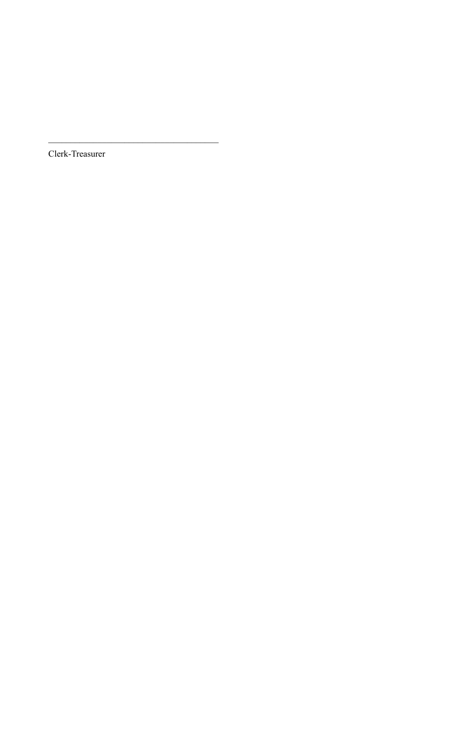\_\_\_\_\_\_\_\_\_\_\_\_\_\_\_\_\_\_\_\_\_\_\_\_\_\_\_\_\_\_\_\_\_\_\_\_\_\_\_\_

Clerk-Treasurer